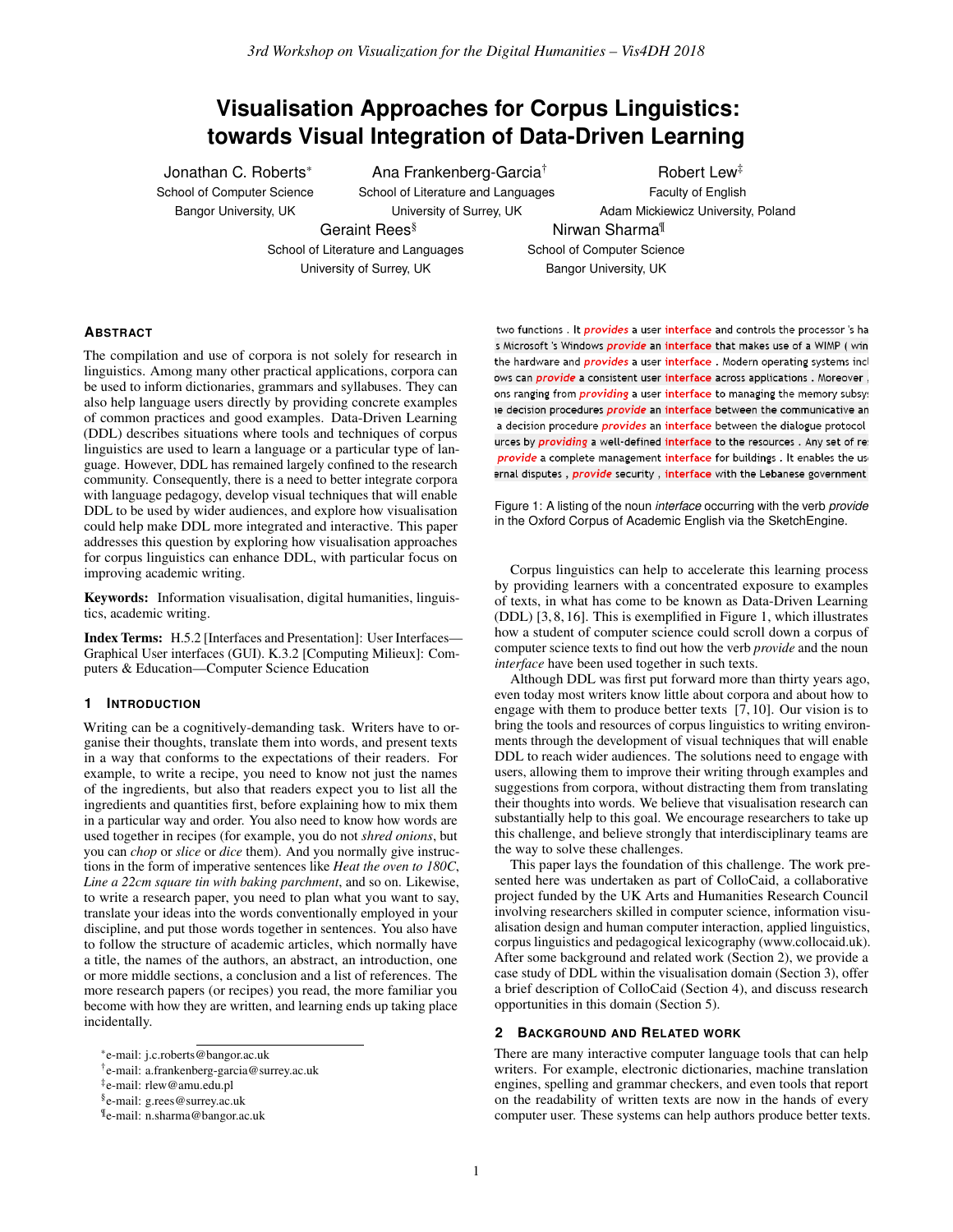# Visualisation Approaches for Corpus Linguistics: towards Visual Integration of Data-Driven Learning

Jonathan C. Roberts[*]
School of Computer Science
Bangor University, UK

Ana Frankenberg-Garcia[†]
School of Literature and Languages
University of Surrey, UK

Robert Lew[‡]
Faculty of English
Adam Mickiewicz University, Poland

Geraint Rees[§]
School of Literature and Languages
University of Surrey, UK

Nirwan Sharma[¶]
School of Computer Science
Bangor University, UK

## Abstract

The compilation and use of corpora is not solely for research in linguistics. Among many other practical applications, corpora can be used to inform dictionaries, grammars and syllabuses. They can also help language users directly by providing concrete examples of common practices and good examples. Data-Driven Learning (DDL) describes situations where tools and techniques of corpus linguistics are used to learn a language or a particular type of language. However, DDL has remained largely confined to the research community. Consequently, there is a need to better integrate corpora with language pedagogy, develop visual techniques that will enable DDL to be used by wider audiences, and explore how visualisation could help make DDL more integrated and interactive. This paper addresses this question by exploring how visualisation approaches for corpus linguistics can enhance DDL, with particular focus on improving academic writing.

**Keywords:** Information visualisation, digital humanities, linguistics, academic writing.

**Index Terms:** H.5.2 [Interfaces and Presentation]: User Interfaces—Graphical User interfaces (GUI). K.3.2 [Computing Milieux]: Computers & Education—Computer Science Education

## 1 Introduction

Writing can be a cognitively-demanding task. Writers have to organise their thoughts, translate them into words, and present texts in a way that conforms to the expectations of their readers. For example, to write a recipe, you need to know not just the names of the ingredients, but also that readers expect you to list all the ingredients and quantities first, before explaining how to mix them in a particular way and order. You also need to know how words are used together in recipes (for example, you do not *shred onions*, but you can *chop* or *slice* or *dice* them). And you normally give instructions in the form of imperative sentences like *Heat the oven to 180C*, *Line a 22cm square tin with baking parchment*, and so on. Likewise, to write a research paper, you need to plan what you want to say, translate your ideas into the words conventionally employed in your discipline, and put those words together in sentences. You also have to follow the structure of academic articles, which normally have a title, the names of the authors, an abstract, an introduction, one or more middle sections, a conclusion and a list of references. The more research papers (or recipes) you read, the more familiar you become with how they are written, and learning ends up taking place incidentally.

[*]e-mail: j.c.roberts@bangor.ac.uk
[†]e-mail: a.frankenberg-garcia@surrey.ac.uk
[‡]e-mail: rlew@amu.edu.pl
[§]e-mail: g.rees@surrey.ac.uk
[¶]e-mail: n.sharma@bangor.ac.uk

```
 two functions . It provides a user interface and controls the processor 's ha
s Microsoft 's Windows provide an interface that makes use of a WIMP ( win
the hardware and provides a user interface . Modern operating systems incl
ows can provide a consistent user interface across applications . Moreover ,
ons ranging from providing a user interface to managing the memory subsy:
ie decision procedures provide an interface between the communicative an
 a decision procedure provides an interface between the dialogue protocol
urces by providing a well-defined interface to the resources . Any set of re:
 provide a complete management interface for buildings . It enables the us
ernal disputes , provide security , interface with the Lebanese government
```

Figure 1: A listing of the noun *interface* occurring with the verb *provide* in the Oxford Corpus of Academic English via the SketchEngine.

Corpus linguistics can help to accelerate this learning process by providing learners with a concentrated exposure to examples of texts, in what has come to be known as Data-Driven Learning (DDL) [3, 8, 16]. This is exemplified in Figure 1, which illustrates how a student of computer science could scroll down a corpus of computer science texts to find out how the verb *provide* and the noun *interface* have been used together in such texts.

Although DDL was first put forward more than thirty years ago, even today most writers know little about corpora and about how to engage with them to produce better texts [7, 10]. Our vision is to bring the tools and resources of corpus linguistics to writing environments through the development of visual techniques that will enable DDL to reach wider audiences. The solutions need to engage with users, allowing them to improve their writing through examples and suggestions from corpora, without distracting them from translating their thoughts into words. We believe that visualisation research can substantially help to this goal. We encourage researchers to take up this challenge, and believe strongly that interdisciplinary teams are the way to solve these challenges.

This paper lays the foundation of this challenge. The work presented here was undertaken as part of ColloCaid, a collaborative project funded by the UK Arts and Humanities Research Council involving researchers skilled in computer science, information visualisation design and human computer interaction, applied linguistics, corpus linguistics and pedagogical lexicography (www.collocaid.uk). After some background and related work (Section 2), we provide a case study of DDL within the visualisation domain (Section 3), offer a brief description of ColloCaid (Section 4), and discuss research opportunities in this domain (Section 5).

## 2 Background and Related Work

There are many interactive computer language tools that can help writers. For example, electronic dictionaries, machine translation engines, spelling and grammar checkers, and even tools that report on the readability of written texts are now in the hands of every computer user. These systems can help authors produce better texts.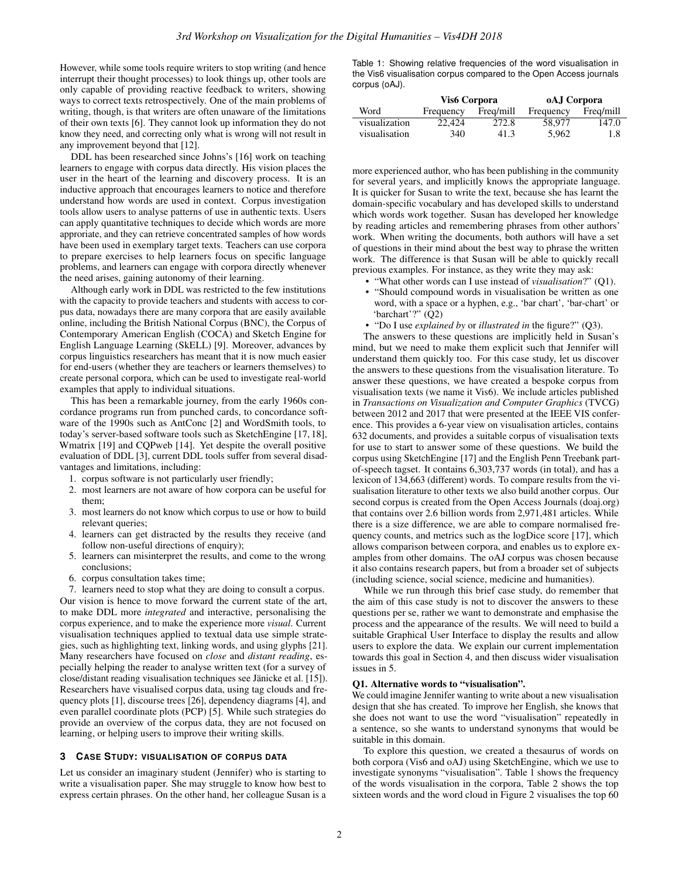However, while some tools require writers to stop writing (and hence interrupt their thought processes) to look things up, other tools are only capable of providing reactive feedback to writers, showing ways to correct texts retrospectively. One of the main problems of writing, though, is that writers are often unaware of the limitations of their own texts [6]. They cannot look up information they do not know they need, and correcting only what is wrong will not result in any improvement beyond that [12].

DDL has been researched since Johns's [16] work on teaching learners to engage with corpus data directly. His vision places the user in the heart of the learning and discovery process. It is an inductive approach that encourages learners to notice and therefore understand how words are used in context. Corpus investigation tools allow users to analyse patterns of use in authentic texts. Users can apply quantitative techniques to decide which words are more approriate, and they can retrieve concentrated samples of how words have been used in exemplary target texts. Teachers can use corpora to prepare exercises to help learners focus on specific language problems, and learners can engage with corpora directly whenever the need arises, gaining autonomy of their learning.

Although early work in DDL was restricted to the few institutions with the capacity to provide teachers and students with access to corpus data, nowadays there are many corpora that are easily available online, including the British National Corpus (BNC), the Corpus of Contemporary American English (COCA) and Sketch Engine for English Language Learning (SkELL) [9]. Moreover, advances by corpus linguistics researchers has meant that it is now much easier for end-users (whether they are teachers or learners themselves) to create personal corpora, which can be used to investigate real-world examples that apply to individual situations.

This has been a remarkable journey, from the early 1960s concordance programs run from punched cards, to concordance software of the 1990s such as AntConc [2] and WordSmith tools, to today's server-based software tools such as SketchEngine [17, 18], Wmatrix [19] and CQPweb [14]. Yet despite the overall positive evaluation of DDL [3], current DDL tools suffer from several disadvantages and limitations, including:

1. corpus software is not particularly user friendly;
2. most learners are not aware of how corpora can be useful for them;
3. most learners do not know which corpus to use or how to build relevant queries;
4. learners can get distracted by the results they receive (and follow non-useful directions of enquiry);
5. learners can misinterpret the results, and come to the wrong conclusions;
6. corpus consultation takes time;
7. learners need to stop what they are doing to consult a corpus.

Our vision is hence to move forward the current state of the art, to make DDL more *integrated* and interactive, personalising the corpus experience, and to make the experience more *visual*. Current visualisation techniques applied to textual data use simple strategies, such as highlighting text, linking words, and using glyphs [21]. Many researchers have focused on *close* and *distant reading*, especially helping the reader to analyse written text (for a survey of close/distant reading visualisation techniques see Jänicke et al. [15]). Researchers have visualised corpus data, using tag clouds and frequency plots [1], discourse trees [26], dependency diagrams [4], and even parallel coordinate plots (PCP) [5]. While such strategies do provide an overview of the corpus data, they are not focused on learning, or helping users to improve their writing skills.

## 3 Case Study: Visualisation of Corpus Data

Let us consider an imaginary student (Jennifer) who is starting to write a visualisation paper. She may struggle to know how best to express certain phrases. On the other hand, her colleague Susan is a more experienced author, who has been publishing in the community for several years, and implicitly knows the appropriate language. It is quicker for Susan to write the text, because she has learnt the domain-specific vocabulary and has developed skills to understand which words work together. Susan has developed her knowledge by reading articles and remembering phrases from other authors' work. When writing the documents, both authors will have a set of questions in their mind about the best way to phrase the written work. The difference is that Susan will be able to quickly recall previous examples. For instance, as they write they may ask:

- "What other words can I use instead of *visualisation*?" (Q1).
- "Should compound words in visualisation be written as one word, with a space or a hyphen, e.g., 'bar chart', 'bar-chart' or 'barchart'?" (Q2)
- "Do I use *explained by* or *illustrated in* the figure?" (Q3).

The answers to these questions are implicitly held in Susan's mind, but we need to make them explicit such that Jennifer will understand them quickly too. For this case study, let us discover the answers to these questions from the visualisation literature. To answer these questions, we have created a bespoke corpus from visualisation texts (we name it Vis6). We include articles published in *Transactions on Visualization and Computer Graphics* (TVCG) between 2012 and 2017 that were presented at the IEEE VIS conference. This provides a 6-year view on visualisation articles, contains 632 documents, and provides a suitable corpus of visualisation texts for use to start to answer some of these questions. We build the corpus using SketchEngine [17] and the English Penn Treebank part-of-speech tagset. It contains 6,303,737 words (in total), and has a lexicon of 134,663 (different) words. To compare results from the visualisation literature to other texts we also build another corpus. Our second corpus is created from the Open Access Journals (doaj.org) that contains over 2.6 billion words from 2,971,481 articles. While there is a size difference, we are able to compare normalised frequency counts, and metrics such as the logDice score [17], which allows comparison between corpora, and enables us to explore examples from other domains. The oAJ corpus was chosen because it also contains research papers, but from a broader set of subjects (including science, social science, medicine and humanities).

While we run through this brief case study, do remember that the aim of this case study is not to discover the answers to these questions per se, rather we want to demonstrate and emphasise the process and the appearance of the results. We will need to build a suitable Graphical User Interface to display the results and allow users to explore the data. We explain our current implementation towards this goal in Section 4, and then discuss wider visualisation issues in 5.

Table 1: Showing relative frequencies of the word visualisation in the Vis6 visualisation corpus compared to the Open Access journals corpus (oAJ).

| | Vis6 Corpora | | oAJ Corpora | |
|---|---|---|---|---|
| Word | Frequency | Freq/mill | Frequency | Freq/mill |
| visualization | 22,424 | 272.8 | 58,977 | 147.0 |
| visualisation | 340 | 41.3 | 5,962 | 1.8 |

**Q1. Alternative words to "visualisation".**

We could imagine Jennifer wanting to write about a new visualisation design that she has created. To improve her English, she knows that she does not want to use the word "visualisation" repeatedly in a sentence, so she wants to understand synonyms that would be suitable in this domain.

To explore this question, we created a thesaurus of words on both corpora (Vis6 and oAJ) using SketchEngine, which we use to investigate synonyms "visualisation". Table 1 shows the frequency of the words visualisation in the corpora, Table 2 shows the top sixteen words and the word cloud in Figure 2 visualises the top 60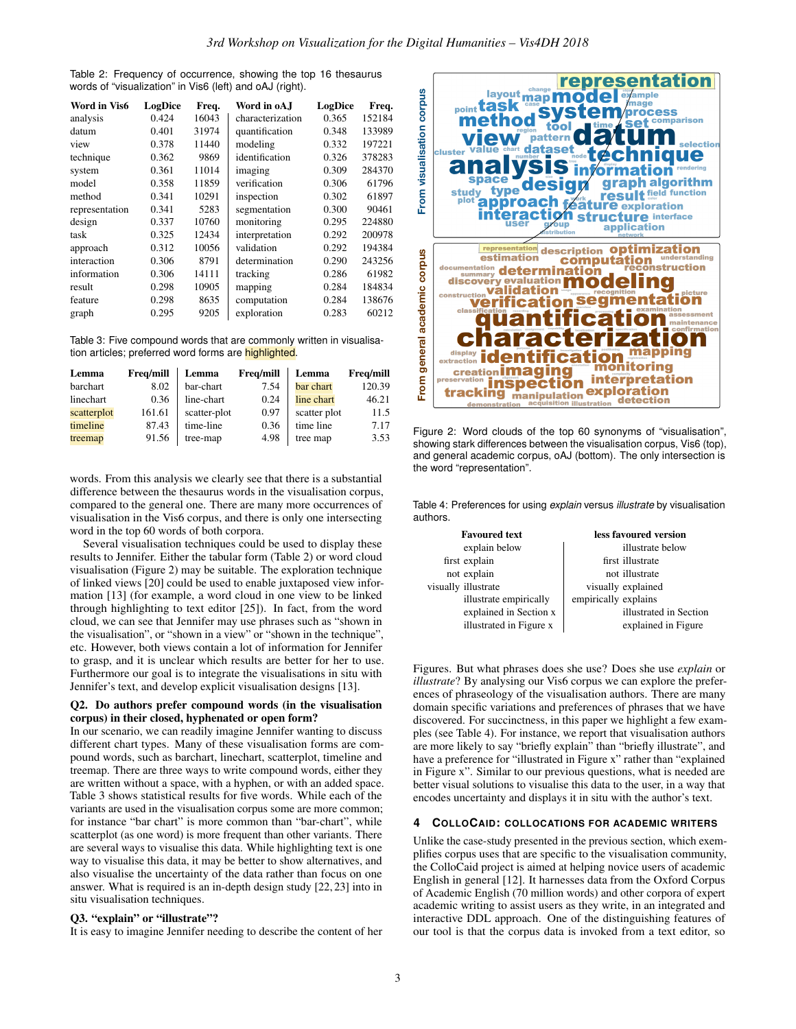Table 2: Frequency of occurrence, showing the top 16 thesaurus words of "visualization" in Vis6 (left) and oAJ (right).

| Word in Vis6 | LogDice | Freq. | Word in oAJ | LogDice | Freq. |
|---|---|---|---|---|---|
| analysis | 0.424 | 16043 | characterization | 0.365 | 152184 |
| datum | 0.401 | 31974 | quantification | 0.348 | 133989 |
| view | 0.378 | 11440 | modeling | 0.332 | 197221 |
| technique | 0.362 | 9869 | identification | 0.326 | 378283 |
| system | 0.361 | 11014 | imaging | 0.309 | 284370 |
| model | 0.358 | 11859 | verification | 0.306 | 61796 |
| method | 0.341 | 10291 | inspection | 0.302 | 61897 |
| representation | 0.341 | 5283 | segmentation | 0.300 | 90461 |
| design | 0.337 | 10760 | monitoring | 0.295 | 224880 |
| task | 0.325 | 12434 | interpretation | 0.292 | 200978 |
| approach | 0.312 | 10056 | validation | 0.292 | 194384 |
| interaction | 0.306 | 8791 | determination | 0.290 | 243256 |
| information | 0.306 | 14111 | tracking | 0.286 | 61982 |
| result | 0.298 | 10905 | mapping | 0.284 | 184834 |
| feature | 0.298 | 8635 | computation | 0.284 | 138676 |
| graph | 0.295 | 9205 | exploration | 0.283 | 60212 |

Table 3: Five compound words that are commonly written in visualisation articles; preferred word forms are highlighted.

| Lemma | Freq/mill | Lemma | Freq/mill | Lemma | Freq/mill |
|---|---|---|---|---|---|
| barchart | 8.02 | bar-chart | 7.54 | **bar chart** | 120.39 |
| linechart | 0.36 | line-chart | 0.24 | **line chart** | 46.21 |
| **scatterplot** | 161.61 | scatter-plot | 0.97 | scatter plot | 11.5 |
| **timeline** | 87.43 | time-line | 0.36 | time line | 7.17 |
| **treemap** | 91.56 | tree-map | 4.98 | tree map | 3.53 |

words. From this analysis we clearly see that there is a substantial difference between the thesaurus words in the visualisation corpus, compared to the general one. There are many more occurrences of visualisation in the Vis6 corpus, and there is only one intersecting word in the top 60 words of both corpora.

Several visualisation techniques could be used to display these results to Jennifer. Either the tabular form (Table 2) or word cloud visualisation (Figure 2) may be suitable. The exploration technique of linked views [20] could be used to enable juxtaposed view information [13] (for example, a word cloud in one view to be linked through highlighting to text editor [25]). In fact, from the word cloud, we can see that Jennifer may use phrases such as "shown in the visualisation", or "shown in a view" or "shown in the technique", etc. However, both views contain a lot of information for Jennifer to grasp, and it is unclear which results are better for her to use. Furthermore our goal is to integrate the visualisations in situ with Jennifer's text, and develop explicit visualisation designs [13].

**Q2. Do authors prefer compound words (in the visualisation corpus) in their closed, hyphenated or open form?**
In our scenario, we can readily imagine Jennifer wanting to discuss different chart types. Many of these visualisation forms are compound words, such as barchart, linechart, scatterplot, timeline and treemap. There are three ways to write compound words, either they are written without a space, with a hyphen, or with an added space. Table 3 shows statistical results for five words. While each of the variants are used in the visualisation corpus some are more common; for instance "bar chart" is more common than "bar-chart", while scatterplot (as one word) is more frequent than other variants. There are several ways to visualise this data. While highlighting text is one way to visualise this data, it may be better to show alternatives, and also visualise the uncertainty of the data rather than focus on one answer. What is required is an in-depth design study [22, 23] into in situ visualisation techniques.

**Q3. "explain" or "illustrate"?**
It is easy to imagine Jennifer needing to describe the content of her Figures. But what phrases does she use? Does she use *explain* or *illustrate*? By analysing our Vis6 corpus we can explore the preferences of phraseology of the visualisation authors. There are many domain specific variations and preferences of phrases that we have discovered. For succinctness, in this paper we highlight a few examples (see Table 4). For instance, we report that visualisation authors are more likely to say "briefly explain" than "briefly illustrate", and have a preference for "illustrated in Figure x" rather than "explained in Figure x". Similar to our previous questions, what is needed are better visual solutions to visualise this data to the user, in a way that encodes uncertainty and displays it in situ with the author's text.

Figure 2: Word clouds of the top 60 synonyms of "visualisation", showing stark differences between the visualisation corpus, Vis6 (top), and general academic corpus, oAJ (bottom). The only intersection is the word "representation".

Table 4: Preferences for using *explain* versus *illustrate* by visualisation authors.

| Favoured text | less favoured version |
|---|---|
| explain below | illustrate below |
| first explain | first illustrate |
| not explain | not illustrate |
| visually illustrate | visually explained |
| illustrate empirically | empirically explains |
| explained in Section x | illustrated in Section |
| illustrated in Figure x | explained in Figure |

## 4 CollocAid: Collocations for Academic Writers

Unlike the case-study presented in the previous section, which exemplifies corpus uses that are specific to the visualisation community, the CollocAid project is aimed at helping novice users of academic English in general [12]. It harnesses data from the Oxford Corpus of Academic English (70 million words) and other corpora of expert academic writing to assist users as they write, in an integrated and interactive DDL approach. One of the distinguishing features of our tool is that the corpus data is invoked from a text editor, so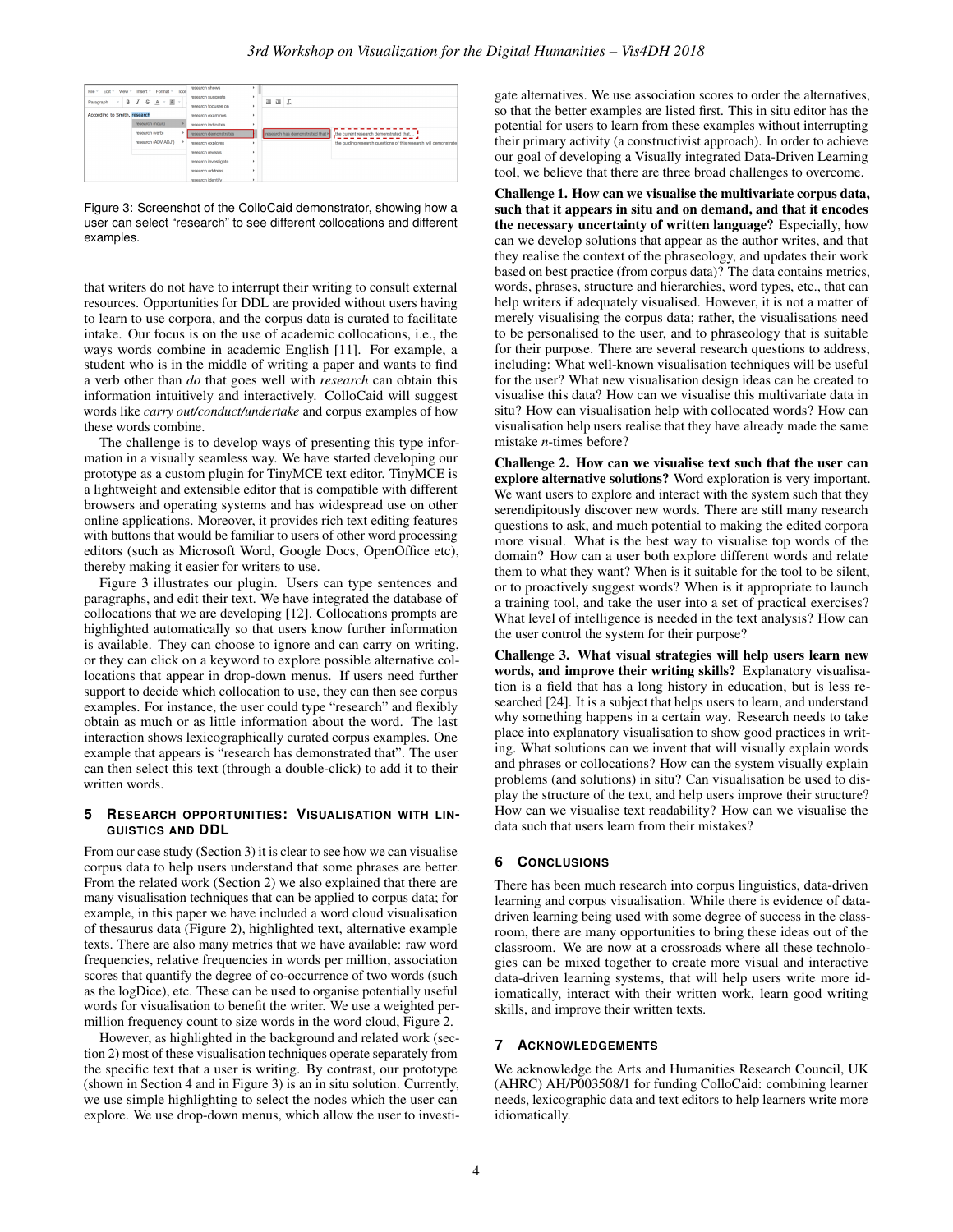Figure 3: Screenshot of the ColloCaid demonstrator, showing how a user can select "research" to see different collocations and different examples.

that writers do not have to interrupt their writing to consult external resources. Opportunities for DDL are provided without users having to learn to use corpora, and the corpus data is curated to facilitate intake. Our focus is on the use of academic collocations, i.e., the ways words combine in academic English [11]. For example, a student who is in the middle of writing a paper and wants to find a verb other than *do* that goes well with *research* can obtain this information intuitively and interactively. ColloCaid will suggest words like *carry out/conduct/undertake* and corpus examples of how these words combine.

The challenge is to develop ways of presenting this type information in a visually seamless way. We have started developing our prototype as a custom plugin for TinyMCE text editor. TinyMCE is a lightweight and extensible editor that is compatible with different browsers and operating systems and has widespread use on other online applications. Moreover, it provides rich text editing features with buttons that would be familiar to users of other word processing editors (such as Microsoft Word, Google Docs, OpenOffice etc), thereby making it easier for writers to use.

Figure 3 illustrates our plugin. Users can type sentences and paragraphs, and edit their text. We have integrated the database of collocations that we are developing [12]. Collocations prompts are highlighted automatically so that users know further information is available. They can choose to ignore and can carry on writing, or they can click on a keyword to explore possible alternative collocations that appear in drop-down menus. If users need further support to decide which collocation to use, they can then see corpus examples. For instance, the user could type "research" and flexibly obtain as much or as little information about the word. The last interaction shows lexicographically curated corpus examples. One example that appears is "research has demonstrated that". The user can then select this text (through a double-click) to add it to their written words.

## 5 Research Opportunities: Visualisation with Linguistics and DDL

From our case study (Section 3) it is clear to see how we can visualise corpus data to help users understand that some phrases are better. From the related work (Section 2) we also explained that there are many visualisation techniques that can be applied to corpus data; for example, in this paper we have included a word cloud visualisation of thesaurus data (Figure 2), highlighted text, alternative example texts. There are also many metrics that we have available: raw word frequencies, relative frequencies in words per million, association scores that quantify the degree of co-occurrence of two words (such as the logDice), etc. These can be used to organise potentially useful words for visualisation to benefit the writer. We use a weighted per-million frequency count to size words in the word cloud, Figure 2.

However, as highlighted in the background and related work (section 2) most of these visualisation techniques operate separately from the specific text that a user is writing. By contrast, our prototype (shown in Section 4 and in Figure 3) is an in situ solution. Currently, we use simple highlighting to select the nodes which the user can explore. We use drop-down menus, which allow the user to investigate alternatives. We use association scores to order the alternatives, so that the better examples are listed first. This in situ editor has the potential for users to learn from these examples without interrupting their primary activity (a constructivist approach). In order to achieve our goal of developing a Visually integrated Data-Driven Learning tool, we believe that there are three broad challenges to overcome.

**Challenge 1. How can we visualise the multivariate corpus data, such that it appears in situ and on demand, and that it encodes the necessary uncertainty of written language?** Especially, how can we develop solutions that appear as the author writes, and that they realise the context of the phraseology, and updates their work based on best practice (from corpus data)? The data contains metrics, words, phrases, structure and hierarchies, word types, etc., that can help writers if adequately visualised. However, it is not a matter of merely visualising the corpus data; rather, the visualisations need to be personalised to the user, and to phraseology that is suitable for their purpose. There are several research questions to address, including: What well-known visualisation techniques will be useful for the user? What new visualisation design ideas can be created to visualise this data? How can we visualise this multivariate data in situ? How can visualisation help with collocated words? How can visualisation help users realise that they have already made the same mistake *n*-times before?

**Challenge 2. How can we visualise text such that the user can explore alternative solutions?** Word exploration is very important. We want users to explore and interact with the system such that they serendipitously discover new words. There are still many research questions to ask, and much potential to making the edited corpora more visual. What is the best way to visualise top words of the domain? How can a user both explore different words and relate them to what they want? When is it suitable for the tool to be silent, or to proactively suggest words? When is it appropriate to launch a training tool, and take the user into a set of practical exercises? What level of intelligence is needed in the text analysis? How can the user control the system for their purpose?

**Challenge 3. What visual strategies will help users learn new words, and improve their writing skills?** Explanatory visualisation is a field that has a long history in education, but is less researched [24]. It is a subject that helps users to learn, and understand why something happens in a certain way. Research needs to take place into explanatory visualisation to show good practices in writing. What solutions can we invent that will visually explain words and phrases or collocations? How can the system visually explain problems (and solutions) in situ? Can visualisation be used to display the structure of the text, and help users improve their structure? How can we visualise text readability? How can we visualise the data such that users learn from their mistakes?

## 6 Conclusions

There has been much research into corpus linguistics, data-driven learning and corpus visualisation. While there is evidence of data-driven learning being used with some degree of success in the classroom, there are many opportunities to bring these ideas out of the classroom. We are now at a crossroads where all these technologies can be mixed together to create more visual and interactive data-driven learning systems, that will help users write more idiomatically, interact with their written work, learn good writing skills, and improve their written texts.

## 7 Acknowledgements

We acknowledge the Arts and Humanities Research Council, UK (AHRC) AH/P003508/1 for funding ColloCaid: combining learner needs, lexicographic data and text editors to help learners write more idiomatically.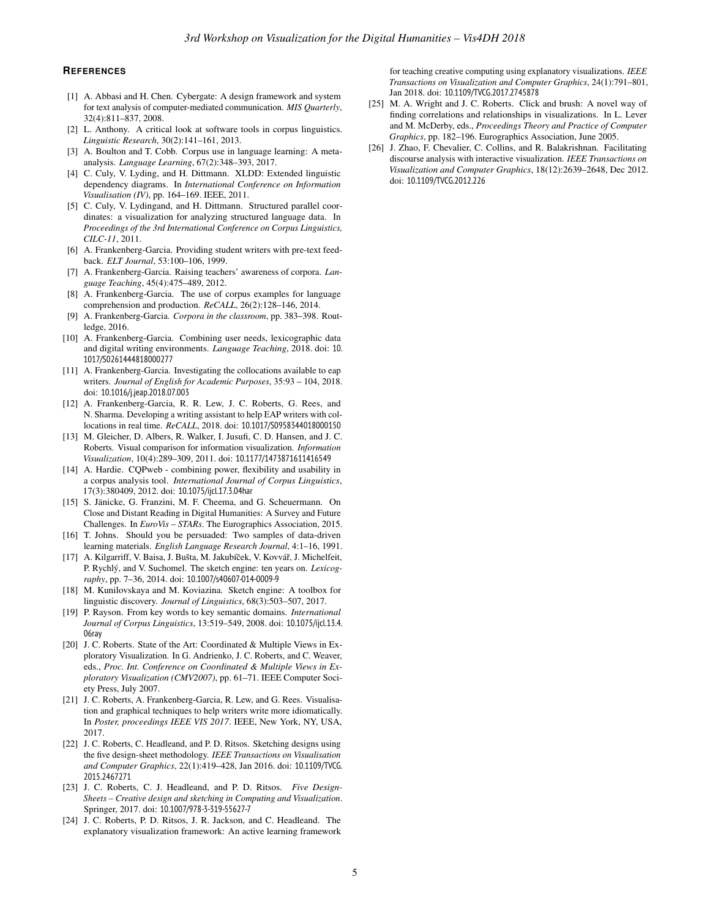## REFERENCES

[1] A. Abbasi and H. Chen. Cybergate: A design framework and system for text analysis of computer-mediated communication. *MIS Quarterly*, 32(4):811–837, 2008.

[2] L. Anthony. A critical look at software tools in corpus linguistics. *Linguistic Research*, 30(2):141–161, 2013.

[3] A. Boulton and T. Cobb. Corpus use in language learning: A meta-analysis. *Language Learning*, 67(2):348–393, 2017.

[4] C. Culy, V. Lyding, and H. Dittmann. XLDD: Extended linguistic dependency diagrams. In *International Conference on Information Visualisation (IV)*, pp. 164–169. IEEE, 2011.

[5] C. Culy, V. Lydingand, and H. Dittmann. Structured parallel coordinates: a visualization for analyzing structured language data. In *Proceedings of the 3rd International Conference on Corpus Linguistics, CILC-11*, 2011.

[6] A. Frankenberg-Garcia. Providing student writers with pre-text feedback. *ELT Journal*, 53:100–106, 1999.

[7] A. Frankenberg-Garcia. Raising teachers' awareness of corpora. *Language Teaching*, 45(4):475–489, 2012.

[8] A. Frankenberg-Garcia. The use of corpus examples for language comprehension and production. *ReCALL*, 26(2):128–146, 2014.

[9] A. Frankenberg-Garcia. *Corpora in the classroom*, pp. 383–398. Routledge, 2016.

[10] A. Frankenberg-Garcia. Combining user needs, lexicographic data and digital writing environments. *Language Teaching*, 2018. doi: 10.1017/S0261444818000277

[11] A. Frankenberg-Garcia. Investigating the collocations available to eap writers. *Journal of English for Academic Purposes*, 35:93 – 104, 2018. doi: 10.1016/j.jeap.2018.07.003

[12] A. Frankenberg-Garcia, R. R. Lew, J. C. Roberts, G. Rees, and N. Sharma. Developing a writing assistant to help EAP writers with collocations in real time. *ReCALL*, 2018. doi: 10.1017/S0958344018000150

[13] M. Gleicher, D. Albers, R. Walker, I. Jusufi, C. D. Hansen, and J. C. Roberts. Visual comparison for information visualization. *Information Visualization*, 10(4):289–309, 2011. doi: 10.1177/1473871611416549

[14] A. Hardie. CQPweb - combining power, flexibility and usability in a corpus analysis tool. *International Journal of Corpus Linguistics*, 17(3):380409, 2012. doi: 10.1075/ijcl.17.3.04har

[15] S. Jänicke, G. Franzini, M. F. Cheema, and G. Scheuermann. On Close and Distant Reading in Digital Humanities: A Survey and Future Challenges. In *EuroVis – STARs*. The Eurographics Association, 2015.

[16] T. Johns. Should you be persuaded: Two samples of data-driven learning materials. *English Language Research Journal*, 4:1–16, 1991.

[17] A. Kilgarriff, V. Baisa, J. Bušta, M. Jakubíček, V. Kovvář, J. Michelfeit, P. Rychlý, and V. Suchomel. The sketch engine: ten years on. *Lexicography*, pp. 7–36, 2014. doi: 10.1007/s40607-014-0009-9

[18] M. Kunilovskaya and M. Koviazina. Sketch engine: A toolbox for linguistic discovery. *Journal of Linguistics*, 68(3):503–507, 2017.

[19] P. Rayson. From key words to key semantic domains. *International Journal of Corpus Linguistics*, 13:519–549, 2008. doi: 10.1075/ijcl.13.4.06ray

[20] J. C. Roberts. State of the Art: Coordinated & Multiple Views in Exploratory Visualization. In G. Andrienko, J. C. Roberts, and C. Weaver, eds., *Proc. Int. Conference on Coordinated & Multiple Views in Exploratory Visualization (CMV2007)*, pp. 61–71. IEEE Computer Society Press, July 2007.

[21] J. C. Roberts, A. Frankenberg-Garcia, R. Lew, and G. Rees. Visualisation and graphical techniques to help writers write more idiomatically. In *Poster, proceedings IEEE VIS 2017*. IEEE, New York, NY, USA, 2017.

[22] J. C. Roberts, C. Headleand, and P. D. Ritsos. Sketching designs using the five design-sheet methodology. *IEEE Transactions on Visualisation and Computer Graphics*, 22(1):419–428, Jan 2016. doi: 10.1109/TVCG.2015.2467271

[23] J. C. Roberts, C. J. Headleand, and P. D. Ritsos. *Five Design-Sheets – Creative design and sketching in Computing and Visualization*. Springer, 2017. doi: 10.1007/978-3-319-55627-7

[24] J. C. Roberts, P. D. Ritsos, J. R. Jackson, and C. Headleand. The explanatory visualization framework: An active learning framework for teaching creative computing using explanatory visualizations. *IEEE Transactions on Visualization and Computer Graphics*, 24(1):791–801, Jan 2018. doi: 10.1109/TVCG.2017.2745878

[25] M. A. Wright and J. C. Roberts. Click and brush: A novel way of finding correlations and relationships in visualizations. In L. Lever and M. McDerby, eds., *Proceedings Theory and Practice of Computer Graphics*, pp. 182–196. Eurographics Association, June 2005.

[26] J. Zhao, F. Chevalier, C. Collins, and R. Balakrishnan. Facilitating discourse analysis with interactive visualization. *IEEE Transactions on Visualization and Computer Graphics*, 18(12):2639–2648, Dec 2012. doi: 10.1109/TVCG.2012.226